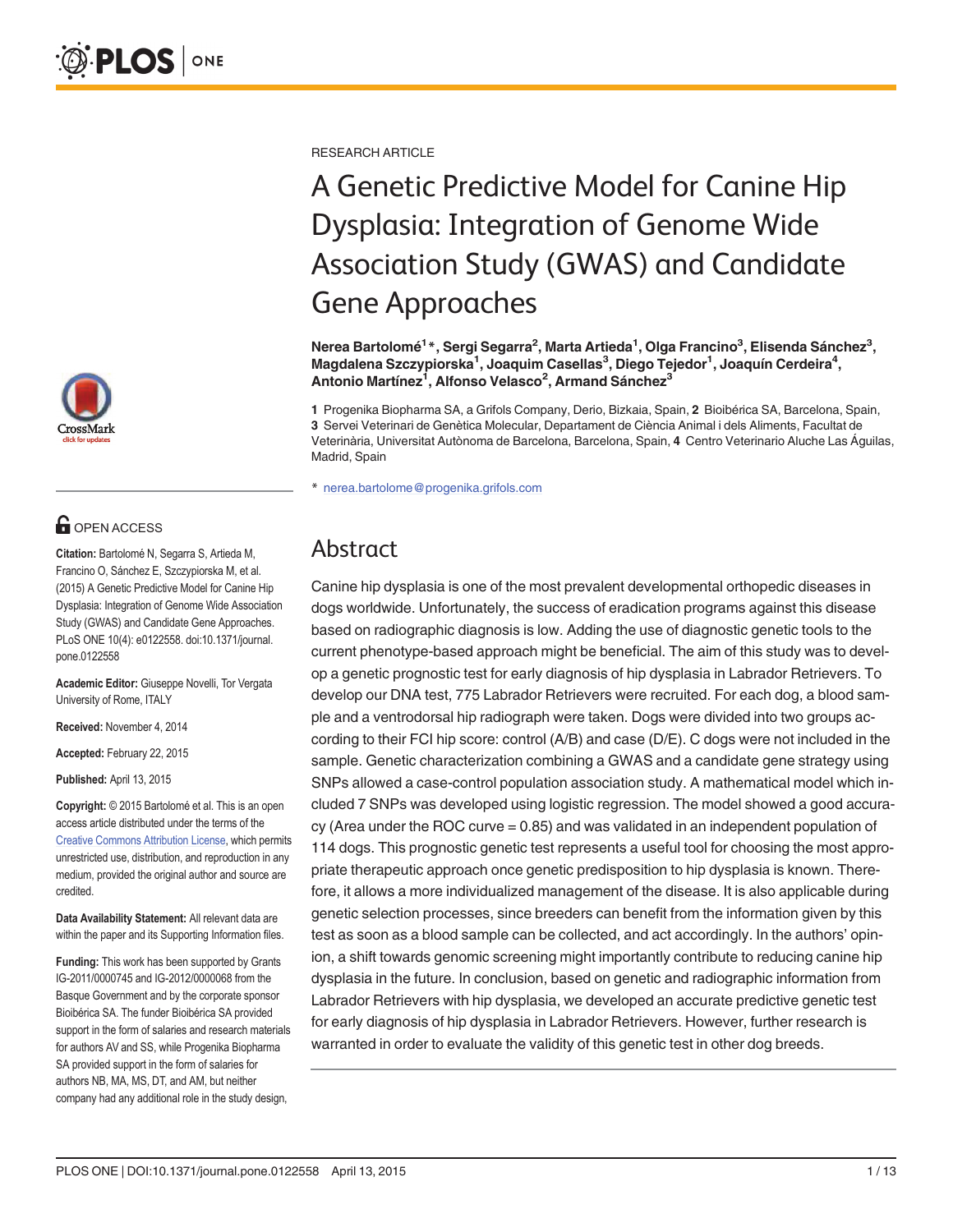RESEARCH ARTICLE

# A Genetic Predictive Model for Canine Hip Dysplasia: Integration of Genome Wide Association Study (GWAS) and Candidate Gene Approaches

**Nerea Bartolomé[1]*, Sergi Segarra[2], Marta Artieda[1], Olga Francino[3], Elisenda Sánchez[3], Magdalena Szczypiorska[1], Joaquim Casellas[3], Diego Tejedor[1], Joaquín Cerdeira[4], Antonio Martínez[1], Alfonso Velasco[2], Armand Sánchez[3]**

**1** Progenika Biopharma SA, a Grifols Company, Derio, Bizkaia, Spain, **2** Bioibérica SA, Barcelona, Spain, **3** Servei Veterinari de Genètica Molecular, Departament de Ciència Animal i dels Aliments, Facultat de Veterinària, Universitat Autònoma de Barcelona, Barcelona, Spain, **4** Centro Veterinario Aluche Las Águilas, Madrid, Spain

* nerea.bartolome@progenika.grifols.com

## Abstract

Canine hip dysplasia is one of the most prevalent developmental orthopedic diseases in dogs worldwide. Unfortunately, the success of eradication programs against this disease based on radiographic diagnosis is low. Adding the use of diagnostic genetic tools to the current phenotype-based approach might be beneficial. The aim of this study was to develop a genetic prognostic test for early diagnosis of hip dysplasia in Labrador Retrievers. To develop our DNA test, 775 Labrador Retrievers were recruited. For each dog, a blood sample and a ventrodorsal hip radiograph were taken. Dogs were divided into two groups according to their FCI hip score: control (A/B) and case (D/E). C dogs were not included in the sample. Genetic characterization combining a GWAS and a candidate gene strategy using SNPs allowed a case-control population association study. A mathematical model which included 7 SNPs was developed using logistic regression. The model showed a good accuracy (Area under the ROC curve = 0.85) and was validated in an independent population of 114 dogs. This prognostic genetic test represents a useful tool for choosing the most appropriate therapeutic approach once genetic predisposition to hip dysplasia is known. Therefore, it allows a more individualized management of the disease. It is also applicable during genetic selection processes, since breeders can benefit from the information given by this test as soon as a blood sample can be collected, and act accordingly. In the authors' opinion, a shift towards genomic screening might importantly contribute to reducing canine hip dysplasia in the future. In conclusion, based on genetic and radiographic information from Labrador Retrievers with hip dysplasia, we developed an accurate predictive genetic test for early diagnosis of hip dysplasia in Labrador Retrievers. However, further research is warranted in order to evaluate the validity of this genetic test in other dog breeds.

OPEN ACCESS

**Citation:** Bartolomé N, Segarra S, Artieda M, Francino O, Sánchez E, Szczypiorska M, et al. (2015) A Genetic Predictive Model for Canine Hip Dysplasia: Integration of Genome Wide Association Study (GWAS) and Candidate Gene Approaches. PLoS ONE 10(4): e0122558. doi:10.1371/journal.pone.0122558

**Academic Editor:** Giuseppe Novelli, Tor Vergata University of Rome, ITALY

**Received:** November 4, 2014

**Accepted:** February 22, 2015

**Published:** April 13, 2015

**Copyright:** © 2015 Bartolomé et al. This is an open access article distributed under the terms of the Creative Commons Attribution License, which permits unrestricted use, distribution, and reproduction in any medium, provided the original author and source are credited.

**Data Availability Statement:** All relevant data are within the paper and its Supporting Information files.

**Funding:** This work has been supported by Grants IG-2011/0000745 and IG-2012/0000068 from the Basque Government and by the corporate sponsor Bioibérica SA. The funder Bioibérica SA provided support in the form of salaries and research materials for authors AV and SS, while Progenika Biopharma SA provided support in the form of salaries for authors NB, MA, MS, DT, and AM, but neither company had any additional role in the study design,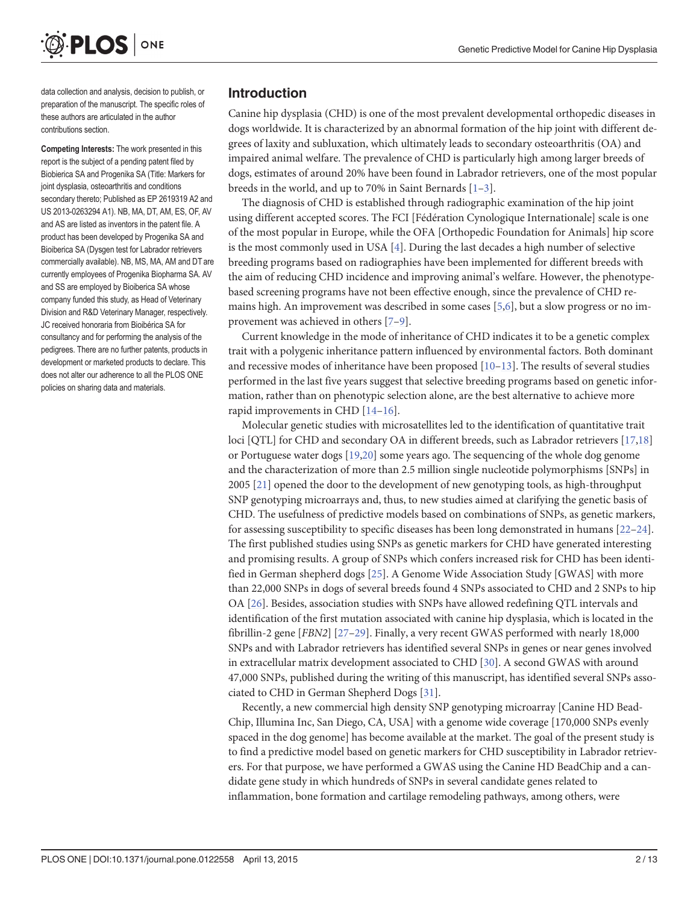data collection and analysis, decision to publish, or preparation of the manuscript. The specific roles of these authors are articulated in the author contributions section.

**Competing Interests:** The work presented in this report is the subject of a pending patent filed by Biobierica SA and Progenika SA (Title: Markers for joint dysplasia, osteoarthritis and conditions secondary thereto; Published as EP 2619319 A2 and US 2013-0263294 A1). NB, MA, DT, AM, ES, OF, AV and AS are listed as inventors in the patent file. A product has been developed by Progenika SA and Bioibercia SA (Dysgen test for Labrador retrievers commercially available). NB, MS, MA, AM and DT are currently employees of Progenika Biopharma SA. AV and SS are employed by Bioiberica SA whose company funded this study, as Head of Veterinary Division and R&D Veterinary Manager, respectively. JC received honoraria from Bioibérica SA for consultancy and for performing the analysis of the pedigrees. There are no further patents, products in development or marketed products to declare. This does not alter our adherence to all the PLOS ONE policies on sharing data and materials.

## Introduction

Canine hip dysplasia (CHD) is one of the most prevalent developmental orthopedic diseases in dogs worldwide. It is characterized by an abnormal formation of the hip joint with different degrees of laxity and subluxation, which ultimately leads to secondary osteoarthritis (OA) and impaired animal welfare. The prevalence of CHD is particularly high among larger breeds of dogs, estimates of around 20% have been found in Labrador retrievers, one of the most popular breeds in the world, and up to 70% in Saint Bernards [1–3].

The diagnosis of CHD is established through radiographic examination of the hip joint using different accepted scores. The FCI [Fédération Cynologique Internationale] scale is one of the most popular in Europe, while the OFA [Orthopedic Foundation for Animals] hip score is the most commonly used in USA [4]. During the last decades a high number of selective breeding programs based on radiographies have been implemented for different breeds with the aim of reducing CHD incidence and improving animal's welfare. However, the phenotype-based screening programs have not been effective enough, since the prevalence of CHD remains high. An improvement was described in some cases [5,6], but a slow progress or no improvement was achieved in others [7–9].

Current knowledge in the mode of inheritance of CHD indicates it to be a genetic complex trait with a polygenic inheritance pattern influenced by environmental factors. Both dominant and recessive modes of inheritance have been proposed [10–13]. The results of several studies performed in the last five years suggest that selective breeding programs based on genetic information, rather than on phenotypic selection alone, are the best alternative to achieve more rapid improvements in CHD [14–16].

Molecular genetic studies with microsatellites led to the identification of quantitative trait loci [QTL] for CHD and secondary OA in different breeds, such as Labrador retrievers [17,18] or Portuguese water dogs [19,20] some years ago. The sequencing of the whole dog genome and the characterization of more than 2.5 million single nucleotide polymorphisms [SNPs] in 2005 [21] opened the door to the development of new genotyping tools, as high-throughput SNP genotyping microarrays and, thus, to new studies aimed at clarifying the genetic basis of CHD. The usefulness of predictive models based on combinations of SNPs, as genetic markers, for assessing susceptibility to specific diseases has been long demonstrated in humans [22–24]. The first published studies using SNPs as genetic markers for CHD have generated interesting and promising results. A group of SNPs which confers increased risk for CHD has been identified in German shepherd dogs [25]. A Genome Wide Association Study [GWAS] with more than 22,000 SNPs in dogs of several breeds found 4 SNPs associated to CHD and 2 SNPs to hip OA [26]. Besides, association studies with SNPs have allowed redefining QTL intervals and identification of the first mutation associated with canine hip dysplasia, which is located in the fibrillin-2 gene [*FBN2*] [27–29]. Finally, a very recent GWAS performed with nearly 18,000 SNPs and with Labrador retrievers has identified several SNPs in genes or near genes involved in extracellular matrix development associated to CHD [30]. A second GWAS with around 47,000 SNPs, published during the writing of this manuscript, has identified several SNPs associated to CHD in German Shepherd Dogs [31].

Recently, a new commercial high density SNP genotyping microarray [Canine HD BeadChip, Illumina Inc, San Diego, CA, USA] with a genome wide coverage [170,000 SNPs evenly spaced in the dog genome] has become available at the market. The goal of the present study is to find a predictive model based on genetic markers for CHD susceptibility in Labrador retrievers. For that purpose, we have performed a GWAS using the Canine HD BeadChip and a candidate gene study in which hundreds of SNPs in several candidate genes related to inflammation, bone formation and cartilage remodeling pathways, among others, were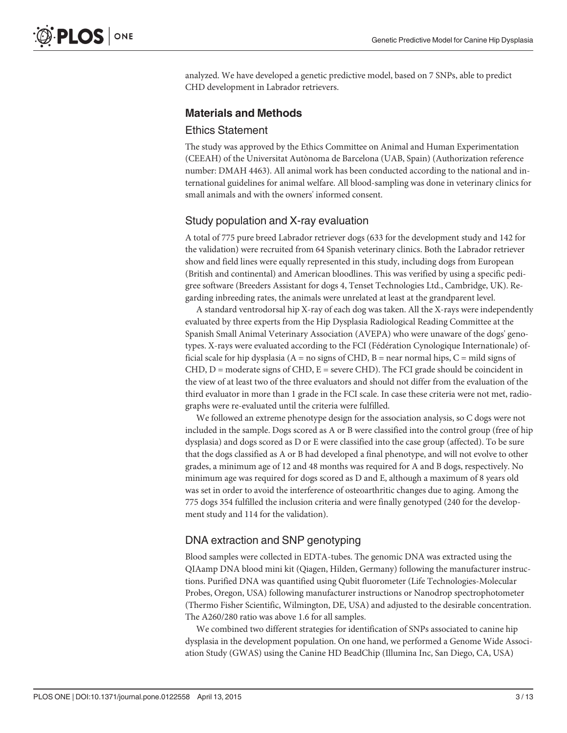analyzed. We have developed a genetic predictive model, based on 7 SNPs, able to predict CHD development in Labrador retrievers.

## Materials and Methods

### Ethics Statement

The study was approved by the Ethics Committee on Animal and Human Experimentation (CEEAH) of the Universitat Autònoma de Barcelona (UAB, Spain) (Authorization reference number: DMAH 4463). All animal work has been conducted according to the national and international guidelines for animal welfare. All blood-sampling was done in veterinary clinics for small animals and with the owners' informed consent.

### Study population and X-ray evaluation

A total of 775 pure breed Labrador retriever dogs (633 for the development study and 142 for the validation) were recruited from 64 Spanish veterinary clinics. Both the Labrador retriever show and field lines were equally represented in this study, including dogs from European (British and continental) and American bloodlines. This was verified by using a specific pedigree software (Breeders Assistant for dogs 4, Tenset Technologies Ltd., Cambridge, UK). Regarding inbreeding rates, the animals were unrelated at least at the grandparent level.

A standard ventrodorsal hip X-ray of each dog was taken. All the X-rays were independently evaluated by three experts from the Hip Dysplasia Radiological Reading Committee at the Spanish Small Animal Veterinary Association (AVEPA) who were unaware of the dogs' genotypes. X-rays were evaluated according to the FCI (Fédération Cynologique Internationale) official scale for hip dysplasia (A = no signs of CHD, B = near normal hips, C = mild signs of CHD, D = moderate signs of CHD, E = severe CHD). The FCI grade should be coincident in the view of at least two of the three evaluators and should not differ from the evaluation of the third evaluator in more than 1 grade in the FCI scale. In case these criteria were not met, radiographs were re-evaluated until the criteria were fulfilled.

We followed an extreme phenotype design for the association analysis, so C dogs were not included in the sample. Dogs scored as A or B were classified into the control group (free of hip dysplasia) and dogs scored as D or E were classified into the case group (affected). To be sure that the dogs classified as A or B had developed a final phenotype, and will not evolve to other grades, a minimum age of 12 and 48 months was required for A and B dogs, respectively. No minimum age was required for dogs scored as D and E, although a maximum of 8 years old was set in order to avoid the interference of osteoarthritic changes due to aging. Among the 775 dogs 354 fulfilled the inclusion criteria and were finally genotyped (240 for the development study and 114 for the validation).

### DNA extraction and SNP genotyping

Blood samples were collected in EDTA-tubes. The genomic DNA was extracted using the QIAamp DNA blood mini kit (Qiagen, Hilden, Germany) following the manufacturer instructions. Purified DNA was quantified using Qubit fluorometer (Life Technologies-Molecular Probes, Oregon, USA) following manufacturer instructions or Nanodrop spectrophotometer (Thermo Fisher Scientific, Wilmington, DE, USA) and adjusted to the desirable concentration. The A260/280 ratio was above 1.6 for all samples.

We combined two different strategies for identification of SNPs associated to canine hip dysplasia in the development population. On one hand, we performed a Genome Wide Association Study (GWAS) using the Canine HD BeadChip (Illumina Inc, San Diego, CA, USA)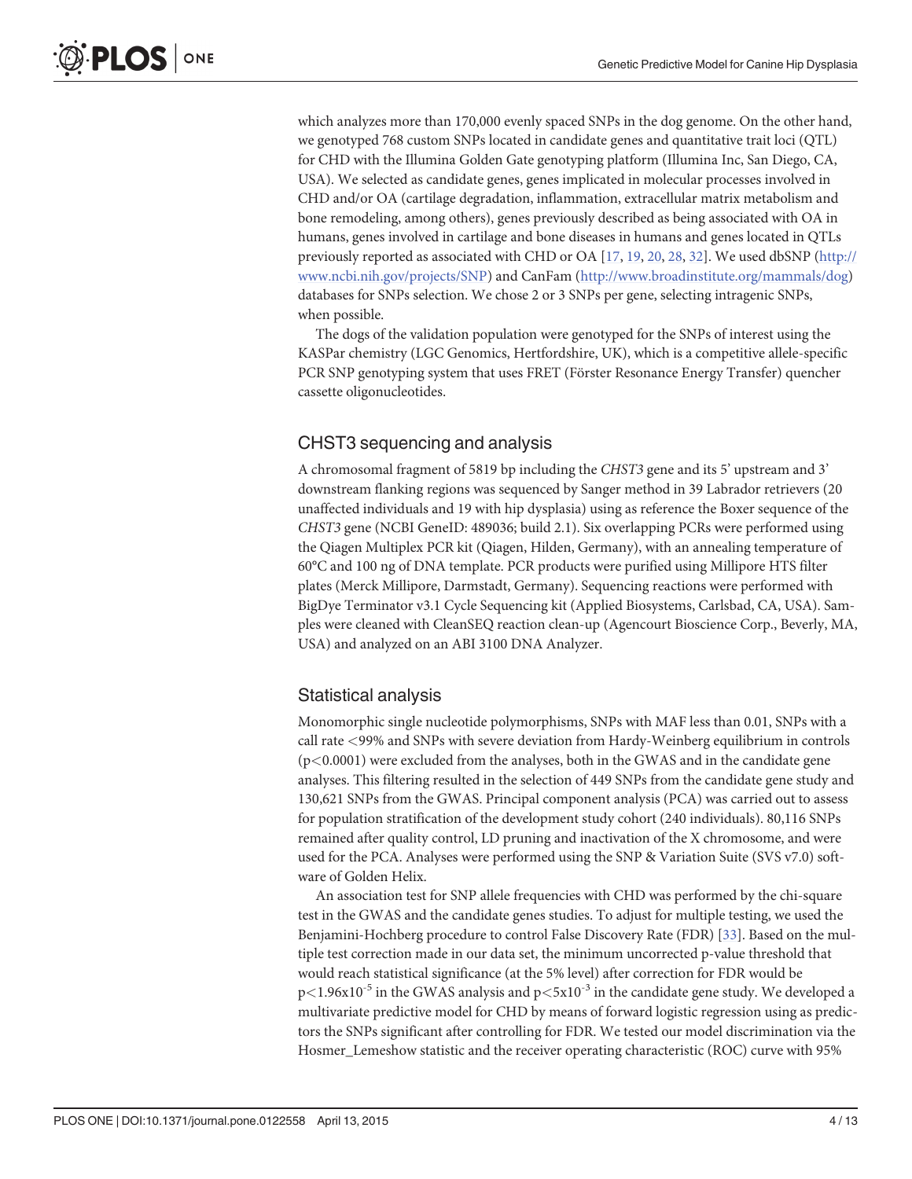which analyzes more than 170,000 evenly spaced SNPs in the dog genome. On the other hand, we genotyped 768 custom SNPs located in candidate genes and quantitative trait loci (QTL) for CHD with the Illumina Golden Gate genotyping platform (Illumina Inc, San Diego, CA, USA). We selected as candidate genes, genes implicated in molecular processes involved in CHD and/or OA (cartilage degradation, inflammation, extracellular matrix metabolism and bone remodeling, among others), genes previously described as being associated with OA in humans, genes involved in cartilage and bone diseases in humans and genes located in QTLs previously reported as associated with CHD or OA [17, 19, 20, 28, 32]. We used dbSNP (http://www.ncbi.nih.gov/projects/SNP) and CanFam (http://www.broadinstitute.org/mammals/dog) databases for SNPs selection. We chose 2 or 3 SNPs per gene, selecting intragenic SNPs, when possible.

The dogs of the validation population were genotyped for the SNPs of interest using the KASPar chemistry (LGC Genomics, Hertfordshire, UK), which is a competitive allele-specific PCR SNP genotyping system that uses FRET (Förster Resonance Energy Transfer) quencher cassette oligonucleotides.

## CHST3 sequencing and analysis

A chromosomal fragment of 5819 bp including the *CHST3* gene and its 5' upstream and 3' downstream flanking regions was sequenced by Sanger method in 39 Labrador retrievers (20 unaffected individuals and 19 with hip dysplasia) using as reference the Boxer sequence of the *CHST3* gene (NCBI GeneID: 489036; build 2.1). Six overlapping PCRs were performed using the Qiagen Multiplex PCR kit (Qiagen, Hilden, Germany), with an annealing temperature of 60°C and 100 ng of DNA template. PCR products were purified using Millipore HTS filter plates (Merck Millipore, Darmstadt, Germany). Sequencing reactions were performed with BigDye Terminator v3.1 Cycle Sequencing kit (Applied Biosystems, Carlsbad, CA, USA). Samples were cleaned with CleanSEQ reaction clean-up (Agencourt Bioscience Corp., Beverly, MA, USA) and analyzed on an ABI 3100 DNA Analyzer.

## Statistical analysis

Monomorphic single nucleotide polymorphisms, SNPs with MAF less than 0.01, SNPs with a call rate <99% and SNPs with severe deviation from Hardy-Weinberg equilibrium in controls ($p<0.0001$) were excluded from the analyses, both in the GWAS and in the candidate gene analyses. This filtering resulted in the selection of 449 SNPs from the candidate gene study and 130,621 SNPs from the GWAS. Principal component analysis (PCA) was carried out to assess for population stratification of the development study cohort (240 individuals). 80,116 SNPs remained after quality control, LD pruning and inactivation of the X chromosome, and were used for the PCA. Analyses were performed using the SNP & Variation Suite (SVS v7.0) software of Golden Helix.

An association test for SNP allele frequencies with CHD was performed by the chi-square test in the GWAS and the candidate genes studies. To adjust for multiple testing, we used the Benjamini-Hochberg procedure to control False Discovery Rate (FDR) [33]. Based on the multiple test correction made in our data set, the minimum uncorrected p-value threshold that would reach statistical significance (at the 5% level) after correction for FDR would be $p<1.96\text{x}10^{-5}$ in the GWAS analysis and $p<5\text{x}10^{-3}$ in the candidate gene study. We developed a multivariate predictive model for CHD by means of forward logistic regression using as predictors the SNPs significant after controlling for FDR. We tested our model discrimination via the Hosmer_Lemeshow statistic and the receiver operating characteristic (ROC) curve with 95%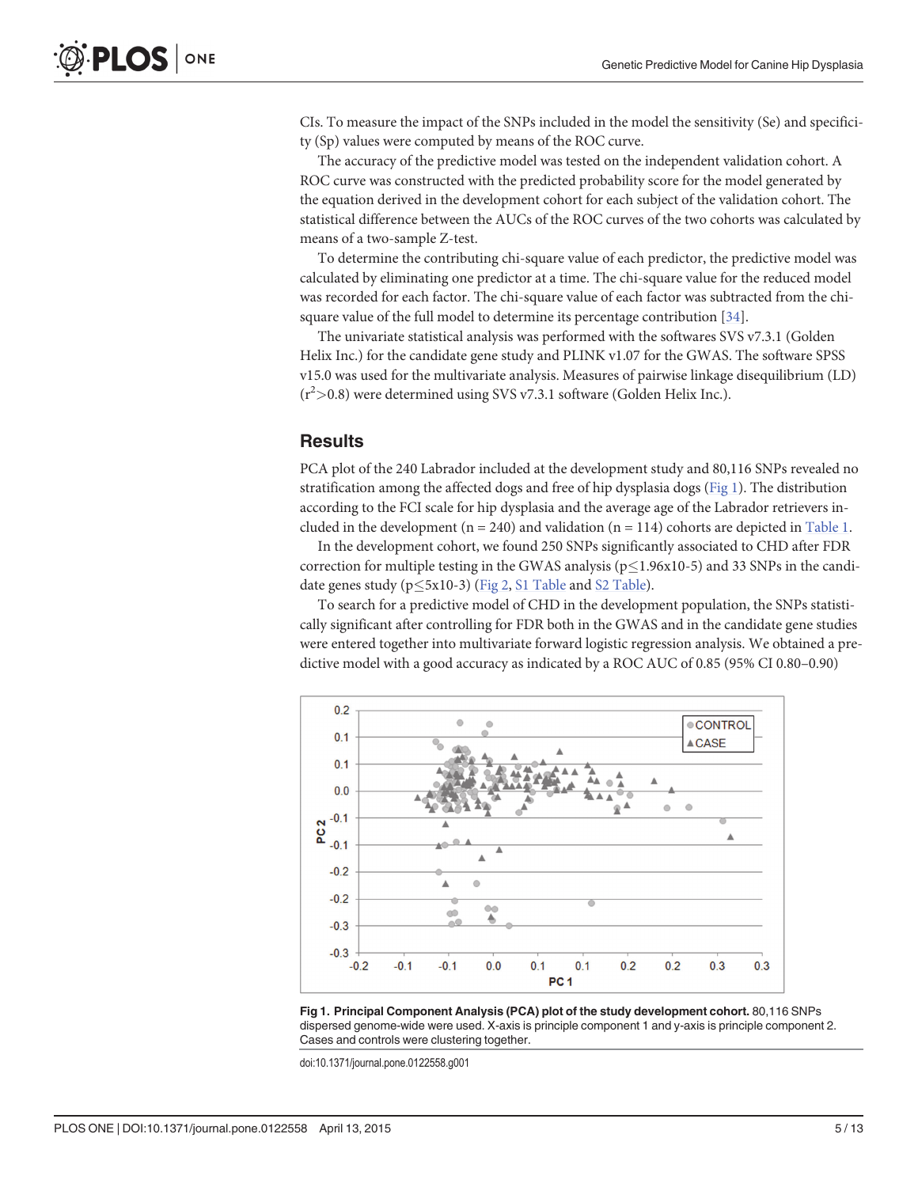CIs. To measure the impact of the SNPs included in the model the sensitivity (Se) and specificity (Sp) values were computed by means of the ROC curve.

The accuracy of the predictive model was tested on the independent validation cohort. A ROC curve was constructed with the predicted probability score for the model generated by the equation derived in the development cohort for each subject of the validation cohort. The statistical difference between the AUCs of the ROC curves of the two cohorts was calculated by means of a two-sample Z-test.

To determine the contributing chi-square value of each predictor, the predictive model was calculated by eliminating one predictor at a time. The chi-square value for the reduced model was recorded for each factor. The chi-square value of each factor was subtracted from the chi-square value of the full model to determine its percentage contribution [34].

The univariate statistical analysis was performed with the softwares SVS v7.3.1 (Golden Helix Inc.) for the candidate gene study and PLINK v1.07 for the GWAS. The software SPSS v15.0 was used for the multivariate analysis. Measures of pairwise linkage disequilibrium (LD) ($r^2$>0.8) were determined using SVS v7.3.1 software (Golden Helix Inc.).

## Results

PCA plot of the 240 Labrador included at the development study and 80,116 SNPs revealed no stratification among the affected dogs and free of hip dysplasia dogs (Fig 1). The distribution according to the FCI scale for hip dysplasia and the average age of the Labrador retrievers included in the development (n = 240) and validation (n = 114) cohorts are depicted in Table 1.

In the development cohort, we found 250 SNPs significantly associated to CHD after FDR correction for multiple testing in the GWAS analysis (p≤1.96x10-5) and 33 SNPs in the candidate genes study (p≤5x10-3) (Fig 2, S1 Table and S2 Table).

To search for a predictive model of CHD in the development population, the SNPs statistically significant after controlling for FDR both in the GWAS and in the candidate gene studies were entered together into multivariate forward logistic regression analysis. We obtained a predictive model with a good accuracy as indicated by a ROC AUC of 0.85 (95% CI 0.80–0.90)

**Fig 1. Principal Component Analysis (PCA) plot of the study development cohort.** 80,116 SNPs dispersed genome-wide were used. X-axis is principle component 1 and y-axis is principle component 2. Cases and controls were clustering together.

doi:10.1371/journal.pone.0122558.g001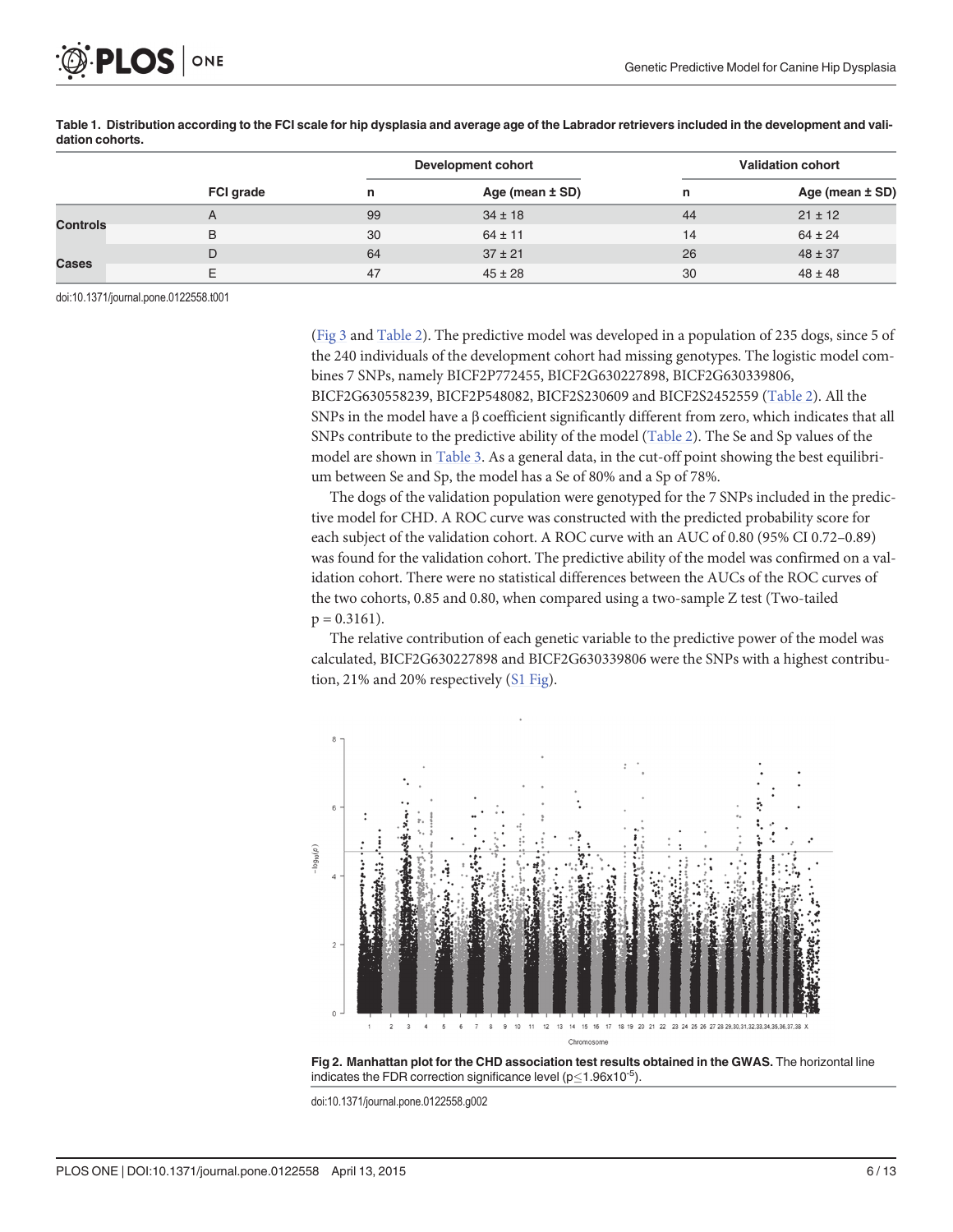**Table 1. Distribution according to the FCI scale for hip dysplasia and average age of the Labrador retrievers included in the development and validation cohorts.**

| | FCI grade | Development cohort | | Validation cohort | |
|---|---|---|---|---|---|
| | | n | Age (mean ± SD) | n | Age (mean ± SD) |
| Controls | A | 99 | 34 ± 18 | 44 | 21 ± 12 |
| | B | 30 | 64 ± 11 | 14 | 64 ± 24 |
| Cases | D | 64 | 37 ± 21 | 26 | 48 ± 37 |
| | E | 47 | 45 ± 28 | 30 | 48 ± 48 |

doi:10.1371/journal.pone.0122558.t001

(Fig 3 and Table 2). The predictive model was developed in a population of 235 dogs, since 5 of the 240 individuals of the development cohort had missing genotypes. The logistic model combines 7 SNPs, namely BICF2P772455, BICF2G630227898, BICF2G630339806, BICF2G630558239, BICF2P548082, BICF2S230609 and BICF2S2452559 (Table 2). All the SNPs in the model have a β coefficient significantly different from zero, which indicates that all SNPs contribute to the predictive ability of the model (Table 2). The Se and Sp values of the model are shown in Table 3. As a general data, in the cut-off point showing the best equilibrium between Se and Sp, the model has a Se of 80% and a Sp of 78%.

The dogs of the validation population were genotyped for the 7 SNPs included in the predictive model for CHD. A ROC curve was constructed with the predicted probability score for each subject of the validation cohort. A ROC curve with an AUC of 0.80 (95% CI 0.72–0.89) was found for the validation cohort. The predictive ability of the model was confirmed on a validation cohort. There were no statistical differences between the AUCs of the ROC curves of the two cohorts, 0.85 and 0.80, when compared using a two-sample Z test (Two-tailed $p = 0.3161$).

The relative contribution of each genetic variable to the predictive power of the model was calculated, BICF2G630227898 and BICF2G630339806 were the SNPs with a highest contribution, 21% and 20% respectively (S1 Fig).

**Fig 2. Manhattan plot for the CHD association test results obtained in the GWAS.** The horizontal line indicates the FDR correction significance level ($p \leq 1.96 \times 10^{-5}$).

doi:10.1371/journal.pone.0122558.g002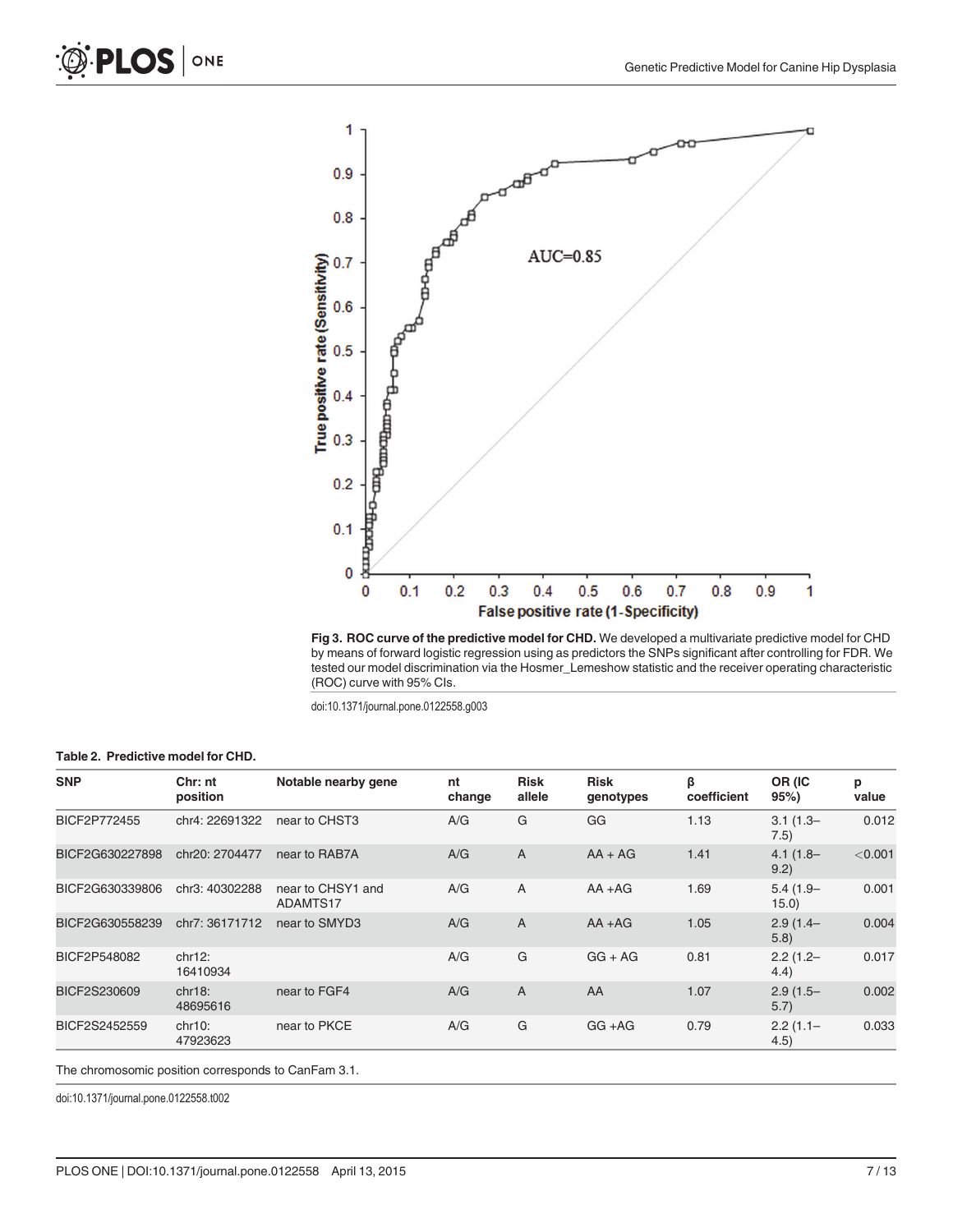Fig 3. **ROC curve of the predictive model for CHD.** We developed a multivariate predictive model for CHD by means of forward logistic regression using as predictors the SNPs significant after controlling for FDR. We tested our model discrimination via the Hosmer_Lemeshow statistic and the receiver operating characteristic (ROC) curve with 95% CIs.

doi:10.1371/journal.pone.0122558.g003

**Table 2. Predictive model for CHD.**

| SNP | Chr: nt position | Notable nearby gene | nt change | Risk allele | Risk genotypes | β coefficient | OR (IC 95%) | p value |
|---|---|---|---|---|---|---|---|---|
| BICF2P772455 | chr4: 22691322 | near to CHST3 | A/G | G | GG | 1.13 | 3.1 (1.3–7.5) | 0.012 |
| BICF2G630227898 | chr20: 2704477 | near to RAB7A | A/G | A | AA + AG | 1.41 | 4.1 (1.8–9.2) | <0.001 |
| BICF2G630339806 | chr3: 40302288 | near to CHSY1 and ADAMTS17 | A/G | A | AA +AG | 1.69 | 5.4 (1.9–15.0) | 0.001 |
| BICF2G630558239 | chr7: 36171712 | near to SMYD3 | A/G | A | AA +AG | 1.05 | 2.9 (1.4–5.8) | 0.004 |
| BICF2P548082 | chr12: 16410934 | | A/G | G | GG + AG | 0.81 | 2.2 (1.2–4.4) | 0.017 |
| BICF2S230609 | chr18: 48695616 | near to FGF4 | A/G | A | AA | 1.07 | 2.9 (1.5–5.7) | 0.002 |
| BICF2S2452559 | chr10: 47923623 | near to PKCE | A/G | G | GG +AG | 0.79 | 2.2 (1.1–4.5) | 0.033 |

The chromosomic position corresponds to CanFam 3.1.

doi:10.1371/journal.pone.0122558.t002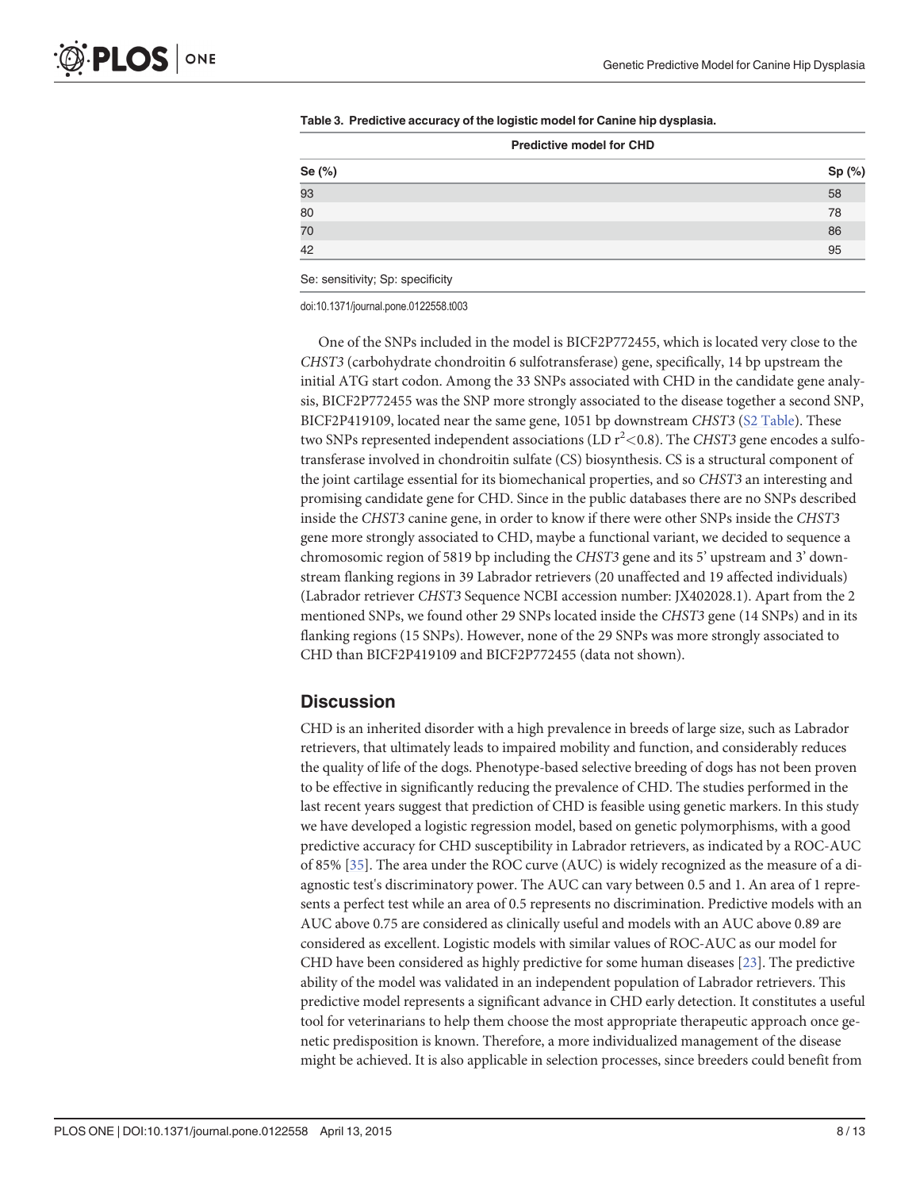**Table 3. Predictive accuracy of the logistic model for Canine hip dysplasia.**

| Predictive model for CHD | |
|---|---|
| Se (%) | Sp (%) |
| 93 | 58 |
| 80 | 78 |
| 70 | 86 |
| 42 | 95 |

Se: sensitivity; Sp: specificity

doi:10.1371/journal.pone.0122558.t003

One of the SNPs included in the model is BICF2P772455, which is located very close to the *CHST3* (carbohydrate chondroitin 6 sulfotransferase) gene, specifically, 14 bp upstream the initial ATG start codon. Among the 33 SNPs associated with CHD in the candidate gene analysis, BICF2P772455 was the SNP more strongly associated to the disease together a second SNP, BICF2P419109, located near the same gene, 1051 bp downstream *CHST3* (S2 Table). These two SNPs represented independent associations (LD $r^2 < 0.8$). The *CHST3* gene encodes a sulfotransferase involved in chondroitin sulfate (CS) biosynthesis. CS is a structural component of the joint cartilage essential for its biomechanical properties, and so *CHST3* an interesting and promising candidate gene for CHD. Since in the public databases there are no SNPs described inside the *CHST3* canine gene, in order to know if there were other SNPs inside the *CHST3* gene more strongly associated to CHD, maybe a functional variant, we decided to sequence a chromosomic region of 5819 bp including the *CHST3* gene and its 5' upstream and 3' downstream flanking regions in 39 Labrador retrievers (20 unaffected and 19 affected individuals) (Labrador retriever *CHST3* Sequence NCBI accession number: JX402028.1). Apart from the 2 mentioned SNPs, we found other 29 SNPs located inside the *CHST3* gene (14 SNPs) and in its flanking regions (15 SNPs). However, none of the 29 SNPs was more strongly associated to CHD than BICF2P419109 and BICF2P772455 (data not shown).

## Discussion

CHD is an inherited disorder with a high prevalence in breeds of large size, such as Labrador retrievers, that ultimately leads to impaired mobility and function, and considerably reduces the quality of life of the dogs. Phenotype-based selective breeding of dogs has not been proven to be effective in significantly reducing the prevalence of CHD. The studies performed in the last recent years suggest that prediction of CHD is feasible using genetic markers. In this study we have developed a logistic regression model, based on genetic polymorphisms, with a good predictive accuracy for CHD susceptibility in Labrador retrievers, as indicated by a ROC-AUC of 85% [35]. The area under the ROC curve (AUC) is widely recognized as the measure of a diagnostic test's discriminatory power. The AUC can vary between 0.5 and 1. An area of 1 represents a perfect test while an area of 0.5 represents no discrimination. Predictive models with an AUC above 0.75 are considered as clinically useful and models with an AUC above 0.89 are considered as excellent. Logistic models with similar values of ROC-AUC as our model for CHD have been considered as highly predictive for some human diseases [23]. The predictive ability of the model was validated in an independent population of Labrador retrievers. This predictive model represents a significant advance in CHD early detection. It constitutes a useful tool for veterinarians to help them choose the most appropriate therapeutic approach once genetic predisposition is known. Therefore, a more individualized management of the disease might be achieved. It is also applicable in selection processes, since breeders could benefit from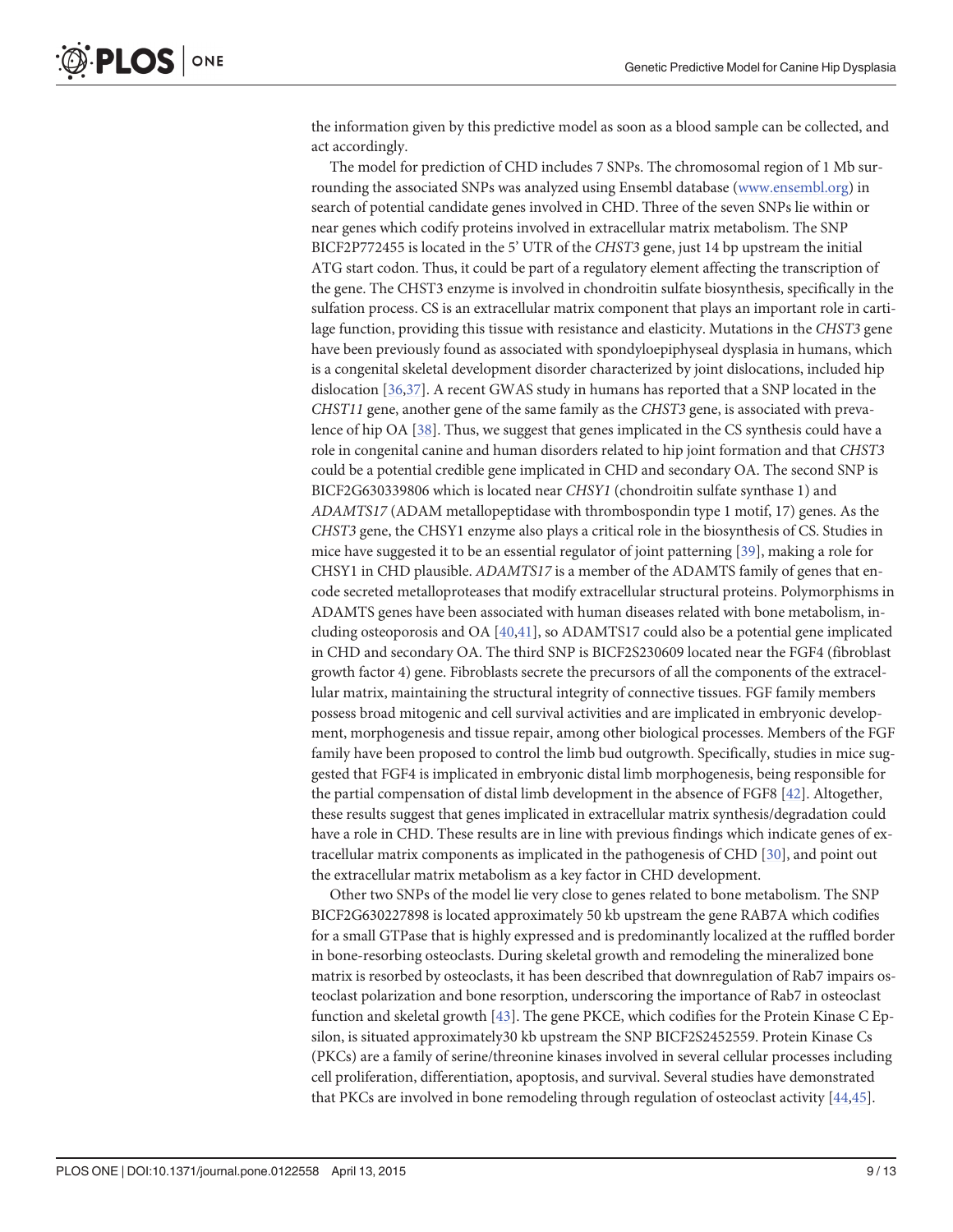the information given by this predictive model as soon as a blood sample can be collected, and act accordingly.

The model for prediction of CHD includes 7 SNPs. The chromosomal region of 1 Mb surrounding the associated SNPs was analyzed using Ensembl database (www.ensembl.org) in search of potential candidate genes involved in CHD. Three of the seven SNPs lie within or near genes which codify proteins involved in extracellular matrix metabolism. The SNP BICF2P772455 is located in the 5' UTR of the *CHST3* gene, just 14 bp upstream the initial ATG start codon. Thus, it could be part of a regulatory element affecting the transcription of the gene. The CHST3 enzyme is involved in chondroitin sulfate biosynthesis, specifically in the sulfation process. CS is an extracellular matrix component that plays an important role in cartilage function, providing this tissue with resistance and elasticity. Mutations in the *CHST3* gene have been previously found as associated with spondyloepiphyseal dysplasia in humans, which is a congenital skeletal development disorder characterized by joint dislocations, included hip dislocation [36,37]. A recent GWAS study in humans has reported that a SNP located in the *CHST11* gene, another gene of the same family as the *CHST3* gene, is associated with prevalence of hip OA [38]. Thus, we suggest that genes implicated in the CS synthesis could have a role in congenital canine and human disorders related to hip joint formation and that *CHST3* could be a potential credible gene implicated in CHD and secondary OA. The second SNP is BICF2G630339806 which is located near *CHSY1* (chondroitin sulfate synthase 1) and *ADAMTS17* (ADAM metallopeptidase with thrombospondin type 1 motif, 17) genes. As the *CHST3* gene, the CHSY1 enzyme also plays a critical role in the biosynthesis of CS. Studies in mice have suggested it to be an essential regulator of joint patterning [39], making a role for CHSY1 in CHD plausible. *ADAMTS17* is a member of the ADAMTS family of genes that encode secreted metalloproteases that modify extracellular structural proteins. Polymorphisms in ADAMTS genes have been associated with human diseases related with bone metabolism, including osteoporosis and OA [40,41], so ADAMTS17 could also be a potential gene implicated in CHD and secondary OA. The third SNP is BICF2S230609 located near the FGF4 (fibroblast growth factor 4) gene. Fibroblasts secrete the precursors of all the components of the extracellular matrix, maintaining the structural integrity of connective tissues. FGF family members possess broad mitogenic and cell survival activities and are implicated in embryonic development, morphogenesis and tissue repair, among other biological processes. Members of the FGF family have been proposed to control the limb bud outgrowth. Specifically, studies in mice suggested that FGF4 is implicated in embryonic distal limb morphogenesis, being responsible for the partial compensation of distal limb development in the absence of FGF8 [42]. Altogether, these results suggest that genes implicated in extracellular matrix synthesis/degradation could have a role in CHD. These results are in line with previous findings which indicate genes of extracellular matrix components as implicated in the pathogenesis of CHD [30], and point out the extracellular matrix metabolism as a key factor in CHD development.

Other two SNPs of the model lie very close to genes related to bone metabolism. The SNP BICF2G630227898 is located approximately 50 kb upstream the gene RAB7A which codifies for a small GTPase that is highly expressed and is predominantly localized at the ruffled border in bone-resorbing osteoclasts. During skeletal growth and remodeling the mineralized bone matrix is resorbed by osteoclasts, it has been described that downregulation of Rab7 impairs osteoclast polarization and bone resorption, underscoring the importance of Rab7 in osteoclast function and skeletal growth [43]. The gene PKCE, which codifies for the Protein Kinase C Epsilon, is situated approximately30 kb upstream the SNP BICF2S2452559. Protein Kinase Cs (PKCs) are a family of serine/threonine kinases involved in several cellular processes including cell proliferation, differentiation, apoptosis, and survival. Several studies have demonstrated that PKCs are involved in bone remodeling through regulation of osteoclast activity [44,45].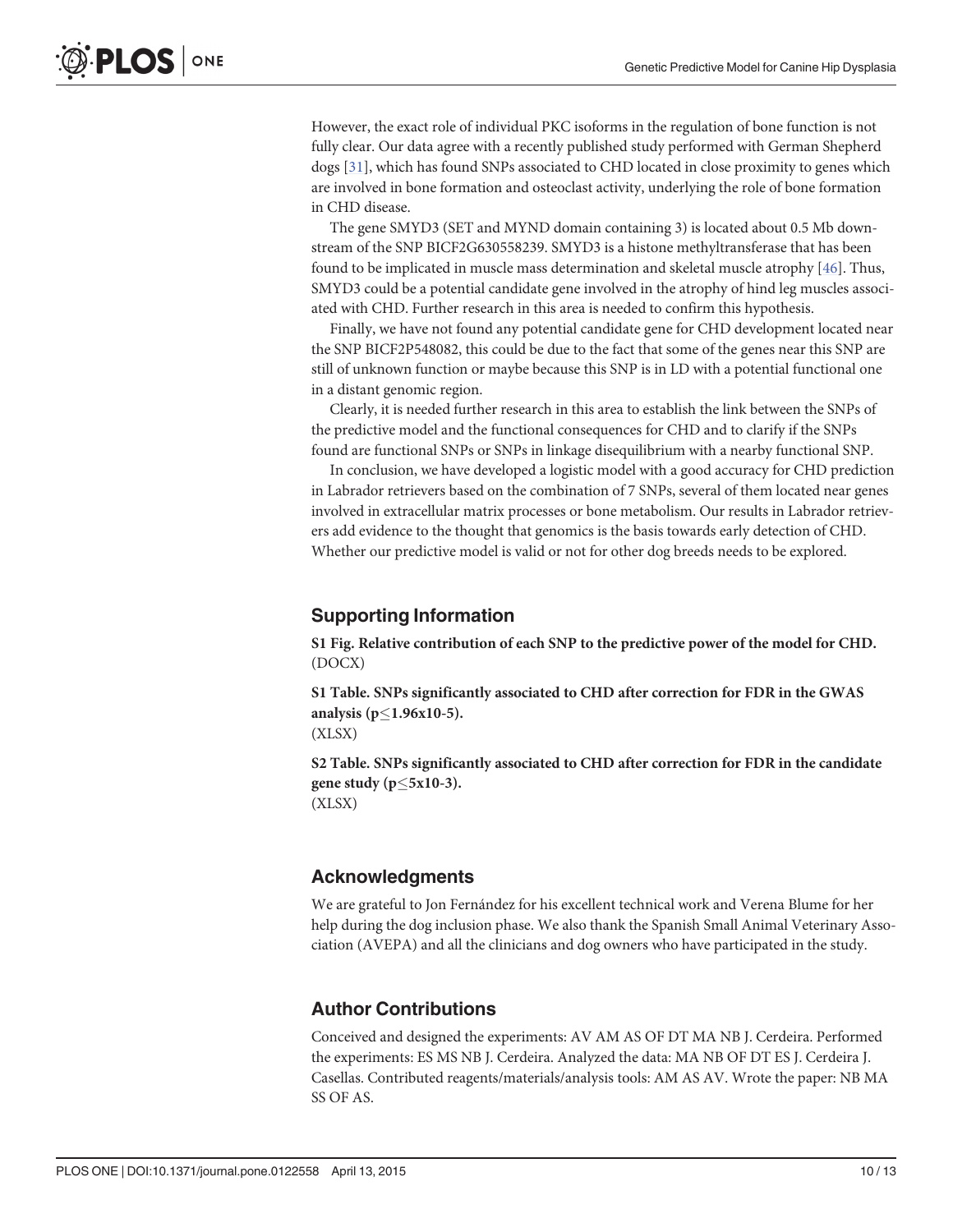However, the exact role of individual PKC isoforms in the regulation of bone function is not fully clear. Our data agree with a recently published study performed with German Shepherd dogs [31], which has found SNPs associated to CHD located in close proximity to genes which are involved in bone formation and osteoclast activity, underlying the role of bone formation in CHD disease.

The gene SMYD3 (SET and MYND domain containing 3) is located about 0.5 Mb downstream of the SNP BICF2G630558239. SMYD3 is a histone methyltransferase that has been found to be implicated in muscle mass determination and skeletal muscle atrophy [46]. Thus, SMYD3 could be a potential candidate gene involved in the atrophy of hind leg muscles associated with CHD. Further research in this area is needed to confirm this hypothesis.

Finally, we have not found any potential candidate gene for CHD development located near the SNP BICF2P548082, this could be due to the fact that some of the genes near this SNP are still of unknown function or maybe because this SNP is in LD with a potential functional one in a distant genomic region.

Clearly, it is needed further research in this area to establish the link between the SNPs of the predictive model and the functional consequences for CHD and to clarify if the SNPs found are functional SNPs or SNPs in linkage disequilibrium with a nearby functional SNP.

In conclusion, we have developed a logistic model with a good accuracy for CHD prediction in Labrador retrievers based on the combination of 7 SNPs, several of them located near genes involved in extracellular matrix processes or bone metabolism. Our results in Labrador retrievers add evidence to the thought that genomics is the basis towards early detection of CHD. Whether our predictive model is valid or not for other dog breeds needs to be explored.

## Supporting Information

**S1 Fig. Relative contribution of each SNP to the predictive power of the model for CHD.** (DOCX)

**S1 Table. SNPs significantly associated to CHD after correction for FDR in the GWAS analysis ($p \leq 1.96x10\text{-}5$).**
(XLSX)

**S2 Table. SNPs significantly associated to CHD after correction for FDR in the candidate gene study ($p \leq 5x10\text{-}3$).**
(XLSX)

## Acknowledgments

We are grateful to Jon Fernández for his excellent technical work and Verena Blume for her help during the dog inclusion phase. We also thank the Spanish Small Animal Veterinary Association (AVEPA) and all the clinicians and dog owners who have participated in the study.

## Author Contributions

Conceived and designed the experiments: AV AM AS OF DT MA NB J. Cerdeira. Performed the experiments: ES MS NB J. Cerdeira. Analyzed the data: MA NB OF DT ES J. Cerdeira J. Casellas. Contributed reagents/materials/analysis tools: AM AS AV. Wrote the paper: NB MA SS OF AS.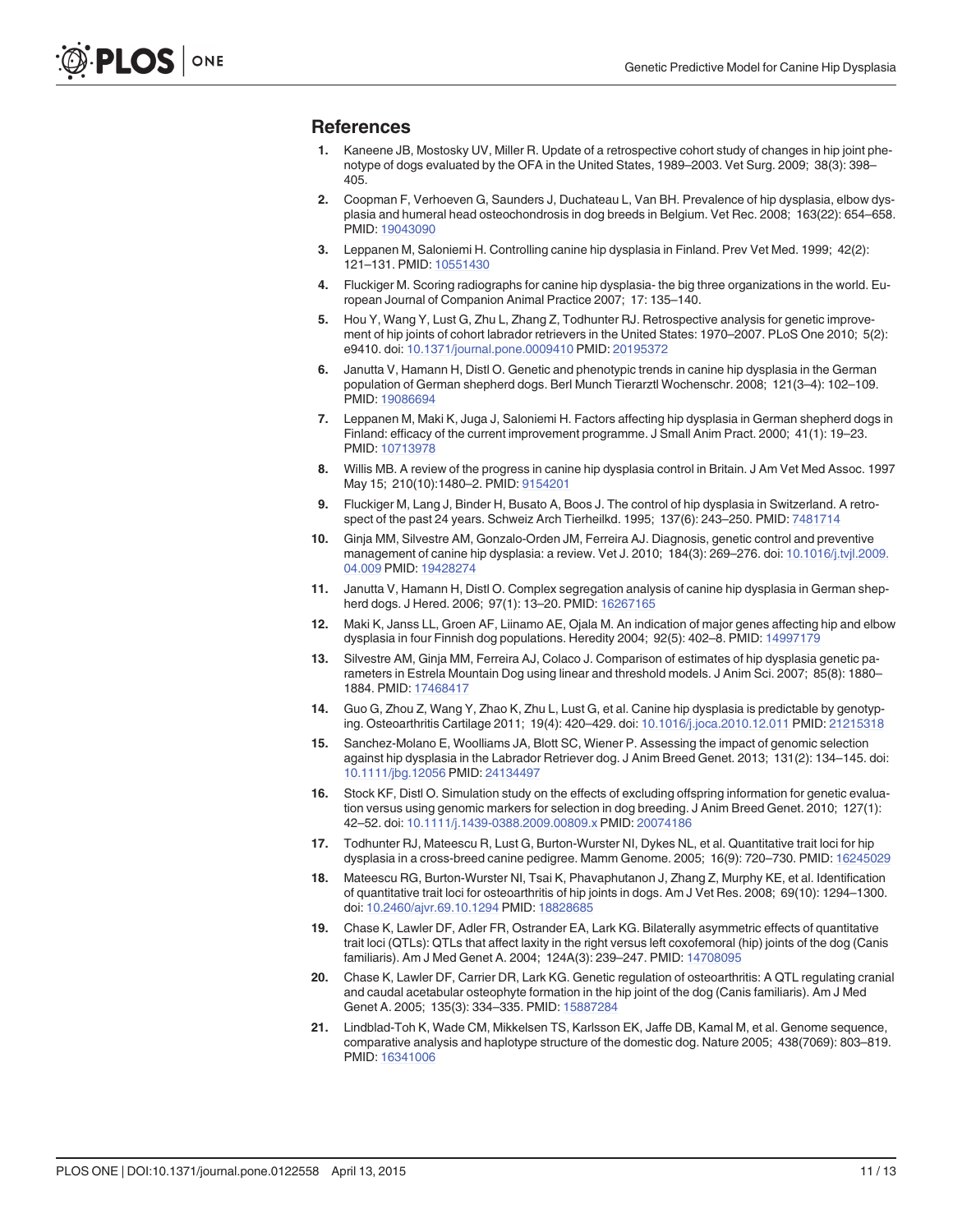## References

1. Kaneene JB, Mostosky UV, Miller R. Update of a retrospective cohort study of changes in hip joint phenotype of dogs evaluated by the OFA in the United States, 1989–2003. Vet Surg. 2009; 38(3): 398–405.
2. Coopman F, Verhoeven G, Saunders J, Duchateau L, Van BH. Prevalence of hip dysplasia, elbow dysplasia and humeral head osteochondrosis in dog breeds in Belgium. Vet Rec. 2008; 163(22): 654–658. PMID: 19043090
3. Leppanen M, Saloniemi H. Controlling canine hip dysplasia in Finland. Prev Vet Med. 1999; 42(2): 121–131. PMID: 10551430
4. Fluckiger M. Scoring radiographs for canine hip dysplasia- the big three organizations in the world. European Journal of Companion Animal Practice 2007; 17: 135–140.
5. Hou Y, Wang Y, Lust G, Zhu L, Zhang Z, Todhunter RJ. Retrospective analysis for genetic improvement of hip joints of cohort labrador retrievers in the United States: 1970–2007. PLoS One 2010; 5(2): e9410. doi: 10.1371/journal.pone.0009410 PMID: 20195372
6. Janutta V, Hamann H, Distl O. Genetic and phenotypic trends in canine hip dysplasia in the German population of German shepherd dogs. Berl Munch Tierarztl Wochenschr. 2008; 121(3–4): 102–109. PMID: 19086694
7. Leppanen M, Maki K, Juga J, Saloniemi H. Factors affecting hip dysplasia in German shepherd dogs in Finland: efficacy of the current improvement programme. J Small Anim Pract. 2000; 41(1): 19–23. PMID: 10713978
8. Willis MB. A review of the progress in canine hip dysplasia control in Britain. J Am Vet Med Assoc. 1997 May 15; 210(10):1480–2. PMID: 9154201
9. Fluckiger M, Lang J, Binder H, Busato A, Boos J. The control of hip dysplasia in Switzerland. A retrospect of the past 24 years. Schweiz Arch Tierheilkd. 1995; 137(6): 243–250. PMID: 7481714
10. Ginja MM, Silvestre AM, Gonzalo-Orden JM, Ferreira AJ. Diagnosis, genetic control and preventive management of canine hip dysplasia: a review. Vet J. 2010; 184(3): 269–276. doi: 10.1016/j.tvjl.2009.04.009 PMID: 19428274
11. Janutta V, Hamann H, Distl O. Complex segregation analysis of canine hip dysplasia in German shepherd dogs. J Hered. 2006; 97(1): 13–20. PMID: 16267165
12. Maki K, Janss LL, Groen AF, Liinamo AE, Ojala M. An indication of major genes affecting hip and elbow dysplasia in four Finnish dog populations. Heredity 2004; 92(5): 402–8. PMID: 14997179
13. Silvestre AM, Ginja MM, Ferreira AJ, Colaco J. Comparison of estimates of hip dysplasia genetic parameters in Estrela Mountain Dog using linear and threshold models. J Anim Sci. 2007; 85(8): 1880–1884. PMID: 17468417
14. Guo G, Zhou Z, Wang Y, Zhao K, Zhu L, Lust G, et al. Canine hip dysplasia is predictable by genotyping. Osteoarthritis Cartilage 2011; 19(4): 420–429. doi: 10.1016/j.joca.2010.12.011 PMID: 21215318
15. Sanchez-Molano E, Woolliams JA, Blott SC, Wiener P. Assessing the impact of genomic selection against hip dysplasia in the Labrador Retriever dog. J Anim Breed Genet. 2013; 131(2): 134–145. doi: 10.1111/jbg.12056 PMID: 24134497
16. Stock KF, Distl O. Simulation study on the effects of excluding offspring information for genetic evaluation versus using genomic markers for selection in dog breeding. J Anim Breed Genet. 2010; 127(1): 42–52. doi: 10.1111/j.1439-0388.2009.00809.x PMID: 20074186
17. Todhunter RJ, Mateescu R, Lust G, Burton-Wurster NI, Dykes NL, et al. Quantitative trait loci for hip dysplasia in a cross-breed canine pedigree. Mamm Genome. 2005; 16(9): 720–730. PMID: 16245029
18. Mateescu RG, Burton-Wurster NI, Tsai K, Phavaphutanon J, Zhang Z, Murphy KE, et al. Identification of quantitative trait loci for osteoarthritis of hip joints in dogs. Am J Vet Res. 2008; 69(10): 1294–1300. doi: 10.2460/ajvr.69.10.1294 PMID: 18828685
19. Chase K, Lawler DF, Adler FR, Ostrander EA, Lark KG. Bilaterally asymmetric effects of quantitative trait loci (QTLs): QTLs that affect laxity in the right versus left coxofemoral (hip) joints of the dog (Canis familiaris). Am J Med Genet A. 2004; 124A(3): 239–247. PMID: 14708095
20. Chase K, Lawler DF, Carrier DR, Lark KG. Genetic regulation of osteoarthritis: A QTL regulating cranial and caudal acetabular osteophyte formation in the hip joint of the dog (Canis familiaris). Am J Med Genet A. 2005; 135(3): 334–335. PMID: 15887284
21. Lindblad-Toh K, Wade CM, Mikkelsen TS, Karlsson EK, Jaffe DB, Kamal M, et al. Genome sequence, comparative analysis and haplotype structure of the domestic dog. Nature 2005; 438(7069): 803–819. PMID: 16341006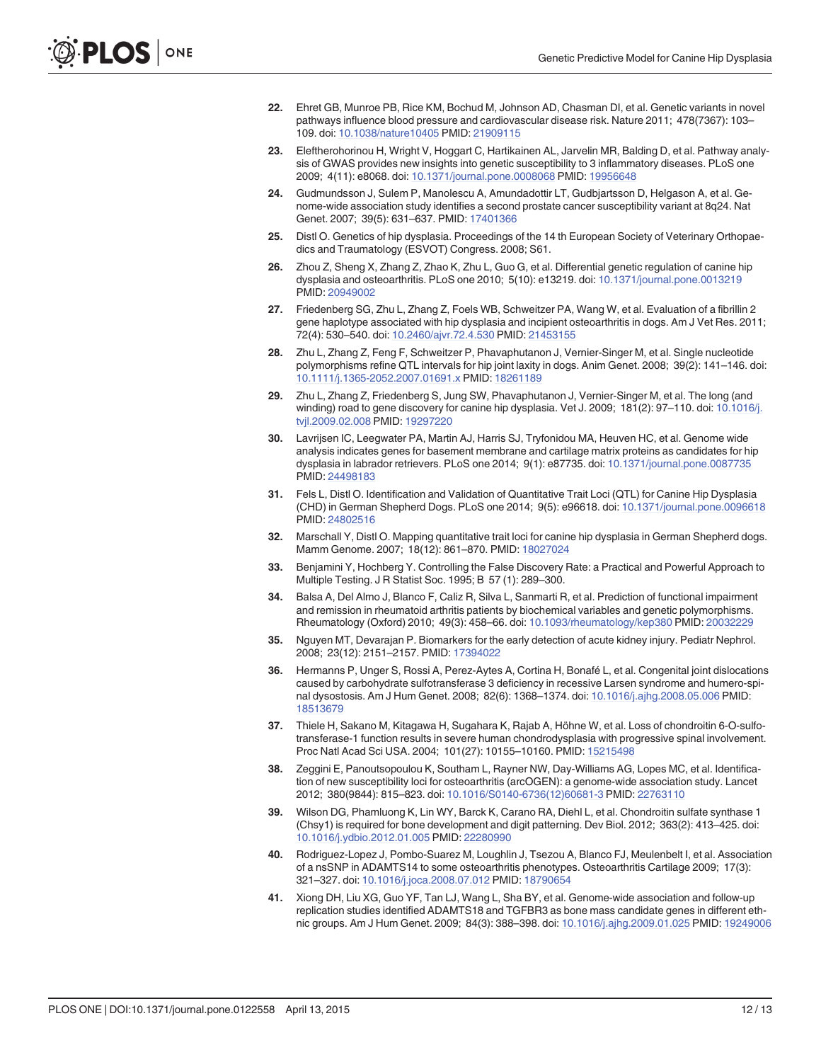22. Ehret GB, Munroe PB, Rice KM, Bochud M, Johnson AD, Chasman DI, et al. Genetic variants in novel pathways influence blood pressure and cardiovascular disease risk. Nature 2011; 478(7367): 103–109. doi: 10.1038/nature10405 PMID: 21909115

23. Eleftherohorinou H, Wright V, Hoggart C, Hartikainen AL, Jarvelin MR, Balding D, et al. Pathway analysis of GWAS provides new insights into genetic susceptibility to 3 inflammatory diseases. PLoS one 2009; 4(11): e8068. doi: 10.1371/journal.pone.0008068 PMID: 19956648

24. Gudmundsson J, Sulem P, Manolescu A, Amundadottir LT, Gudbjartsson D, Helgason A, et al. Genome-wide association study identifies a second prostate cancer susceptibility variant at 8q24. Nat Genet. 2007; 39(5): 631–637. PMID: 17401366

25. Distl O. Genetics of hip dysplasia. Proceedings of the 14 th European Society of Veterinary Orthopaedics and Traumatology (ESVOT) Congress. 2008; S61.

26. Zhou Z, Sheng X, Zhang Z, Zhao K, Zhu L, Guo G, et al. Differential genetic regulation of canine hip dysplasia and osteoarthritis. PLoS one 2010; 5(10): e13219. doi: 10.1371/journal.pone.0013219 PMID: 20949002

27. Friedenberg SG, Zhu L, Zhang Z, Foels WB, Schweitzer PA, Wang W, et al. Evaluation of a fibrillin 2 gene haplotype associated with hip dysplasia and incipient osteoarthritis in dogs. Am J Vet Res. 2011; 72(4): 530–540. doi: 10.2460/ajvr.72.4.530 PMID: 21453155

28. Zhu L, Zhang Z, Feng F, Schweitzer P, Phavaphutanon J, Vernier-Singer M, et al. Single nucleotide polymorphisms refine QTL intervals for hip joint laxity in dogs. Anim Genet. 2008; 39(2): 141–146. doi: 10.1111/j.1365-2052.2007.01691.x PMID: 18261189

29. Zhu L, Zhang Z, Friedenberg S, Jung SW, Phavaphutanon J, Vernier-Singer M, et al. The long (and winding) road to gene discovery for canine hip dysplasia. Vet J. 2009; 181(2): 97–110. doi: 10.1016/j.tvjl.2009.02.008 PMID: 19297220

30. Lavrijsen IC, Leegwater PA, Martin AJ, Harris SJ, Tryfonidou MA, Heuven HC, et al. Genome wide analysis indicates genes for basement membrane and cartilage matrix proteins as candidates for hip dysplasia in labrador retrievers. PLoS one 2014; 9(1): e87735. doi: 10.1371/journal.pone.0087735 PMID: 24498183

31. Fels L, Distl O. Identification and Validation of Quantitative Trait Loci (QTL) for Canine Hip Dysplasia (CHD) in German Shepherd Dogs. PLoS one 2014; 9(5): e96618. doi: 10.1371/journal.pone.0096618 PMID: 24802516

32. Marschall Y, Distl O. Mapping quantitative trait loci for canine hip dysplasia in German Shepherd dogs. Mamm Genome. 2007; 18(12): 861–870. PMID: 18027024

33. Benjamini Y, Hochberg Y. Controlling the False Discovery Rate: a Practical and Powerful Approach to Multiple Testing. J R Statist Soc. 1995; B 57 (1): 289–300.

34. Balsa A, Del Almo J, Blanco F, Caliz R, Silva L, Sanmarti R, et al. Prediction of functional impairment and remission in rheumatoid arthritis patients by biochemical variables and genetic polymorphisms. Rheumatology (Oxford) 2010; 49(3): 458–66. doi: 10.1093/rheumatology/kep380 PMID: 20032229

35. Nguyen MT, Devarajan P. Biomarkers for the early detection of acute kidney injury. Pediatr Nephrol. 2008; 23(12): 2151–2157. PMID: 17394022

36. Hermanns P, Unger S, Rossi A, Perez-Aytes A, Cortina H, Bonafé L, et al. Congenital joint dislocations caused by carbohydrate sulfotransferase 3 deficiency in recessive Larsen syndrome and humero-spinal dysostosis. Am J Hum Genet. 2008; 82(6): 1368–1374. doi: 10.1016/j.ajhg.2008.05.006 PMID: 18513679

37. Thiele H, Sakano M, Kitagawa H, Sugahara K, Rajab A, Höhne W, et al. Loss of chondroitin 6-O-sulfotransferase-1 function results in severe human chondrodysplasia with progressive spinal involvement. Proc Natl Acad Sci USA. 2004; 101(27): 10155–10160. PMID: 15215498

38. Zeggini E, Panoutsopoulou K, Southam L, Rayner NW, Day-Williams AG, Lopes MC, et al. Identification of new susceptibility loci for osteoarthritis (arcOGEN): a genome-wide association study. Lancet 2012; 380(9844): 815–823. doi: 10.1016/S0140-6736(12)60681-3 PMID: 22763110

39. Wilson DG, Phamluong K, Lin WY, Barck K, Carano RA, Diehl L, et al. Chondroitin sulfate synthase 1 (Chsy1) is required for bone development and digit patterning. Dev Biol. 2012; 363(2): 413–425. doi: 10.1016/j.ydbio.2012.01.005 PMID: 22280990

40. Rodriguez-Lopez J, Pombo-Suarez M, Loughlin J, Tsezou A, Blanco FJ, Meulenbelt I, et al. Association of a nsSNP in ADAMTS14 to some osteoarthritis phenotypes. Osteoarthritis Cartilage 2009; 17(3): 321–327. doi: 10.1016/j.joca.2008.07.012 PMID: 18790654

41. Xiong DH, Liu XG, Guo YF, Tan LJ, Wang L, Sha BY, et al. Genome-wide association and follow-up replication studies identified ADAMTS18 and TGFBR3 as bone mass candidate genes in different ethnic groups. Am J Hum Genet. 2009; 84(3): 388–398. doi: 10.1016/j.ajhg.2009.01.025 PMID: 19249006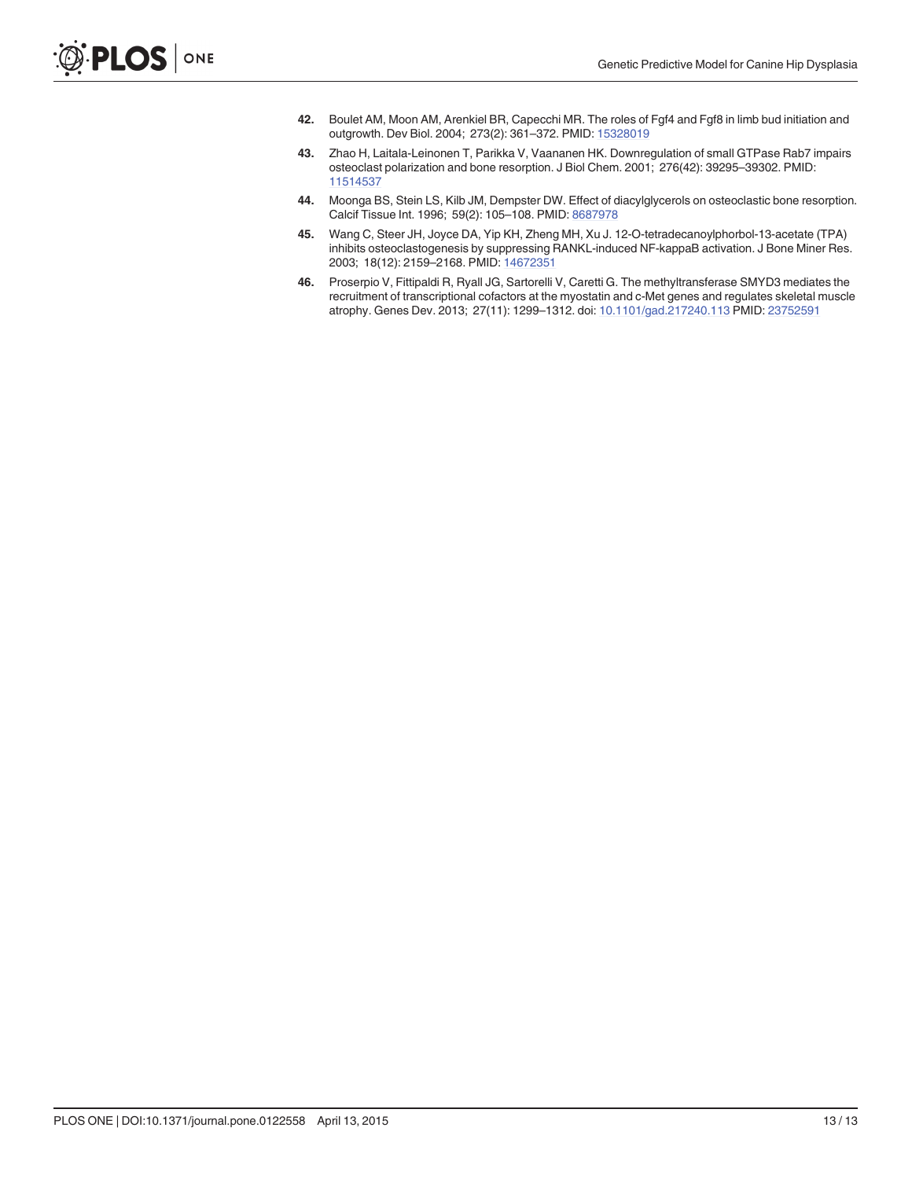42. Boulet AM, Moon AM, Arenkiel BR, Capecchi MR. The roles of Fgf4 and Fgf8 in limb bud initiation and outgrowth. Dev Biol. 2004; 273(2): 361–372. PMID: 15328019

43. Zhao H, Laitala-Leinonen T, Parikka V, Vaananen HK. Downregulation of small GTPase Rab7 impairs osteoclast polarization and bone resorption. J Biol Chem. 2001; 276(42): 39295–39302. PMID: 11514537

44. Moonga BS, Stein LS, Kilb JM, Dempster DW. Effect of diacylglycerols on osteoclastic bone resorption. Calcif Tissue Int. 1996; 59(2): 105–108. PMID: 8687978

45. Wang C, Steer JH, Joyce DA, Yip KH, Zheng MH, Xu J. 12-O-tetradecanoylphorbol-13-acetate (TPA) inhibits osteoclastogenesis by suppressing RANKL-induced NF-kappaB activation. J Bone Miner Res. 2003; 18(12): 2159–2168. PMID: 14672351

46. Proserpio V, Fittipaldi R, Ryall JG, Sartorelli V, Caretti G. The methyltransferase SMYD3 mediates the recruitment of transcriptional cofactors at the myostatin and c-Met genes and regulates skeletal muscle atrophy. Genes Dev. 2013; 27(11): 1299–1312. doi: 10.1101/gad.217240.113 PMID: 23752591